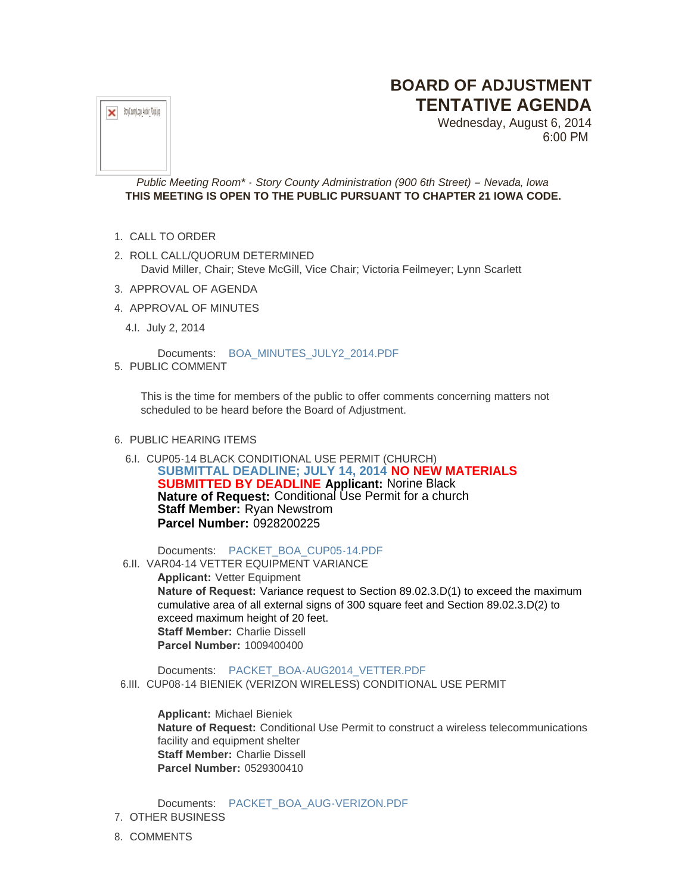# BOARD OF ADJUSTMENT TENTATIVE AGENDA

Wednesday, August 6, 2014
6:00 PM

*Public Meeting Room\* - Story County Administration (900 6th Street) – Nevada, Iowa*

**THIS MEETING IS OPEN TO THE PUBLIC PURSUANT TO CHAPTER 21 IOWA CODE.**

1. CALL TO ORDER
2. ROLL CALL/QUORUM DETERMINED
   David Miller, Chair; Steve McGill, Vice Chair; Victoria Feilmeyer; Lynn Scarlett
3. APPROVAL OF AGENDA
4. APPROVAL OF MINUTES

   4.I. July 2, 2014

   Documents: BOA_MINUTES_JULY2_2014.PDF

5. PUBLIC COMMENT

   This is the time for members of the public to offer comments concerning matters not scheduled to be heard before the Board of Adjustment.

6. PUBLIC HEARING ITEMS

   6.I. CUP05-14 BLACK CONDITIONAL USE PERMIT (CHURCH)

   **SUBMITTAL DEADLINE; JULY 14, 2014 NO NEW MATERIALS SUBMITTED BY DEADLINE** **Applicant:** Norine Black
   **Nature of Request:** Conditional Use Permit for a church
   **Staff Member:** Ryan Newstrom
   **Parcel Number:** 0928200225

   Documents: PACKET_BOA_CUP05-14.PDF

   6.II. VAR04-14 VETTER EQUIPMENT VARIANCE

   **Applicant:** Vetter Equipment
   **Nature of Request:** Variance request to Section 89.02.3.D(1) to exceed the maximum cumulative area of all external signs of 300 square feet and Section 89.02.3.D(2) to exceed maximum height of 20 feet.
   **Staff Member:** Charlie Dissell
   **Parcel Number:** 1009400400

   Documents: PACKET_BOA-AUG2014_VETTER.PDF

   6.III. CUP08-14 BIENIEK (VERIZON WIRELESS) CONDITIONAL USE PERMIT

   **Applicant:** Michael Bieniek
   **Nature of Request:** Conditional Use Permit to construct a wireless telecommunications facility and equipment shelter
   **Staff Member:** Charlie Dissell
   **Parcel Number:** 0529300410

   Documents: PACKET_BOA_AUG-VERIZON.PDF

7. OTHER BUSINESS
8. COMMENTS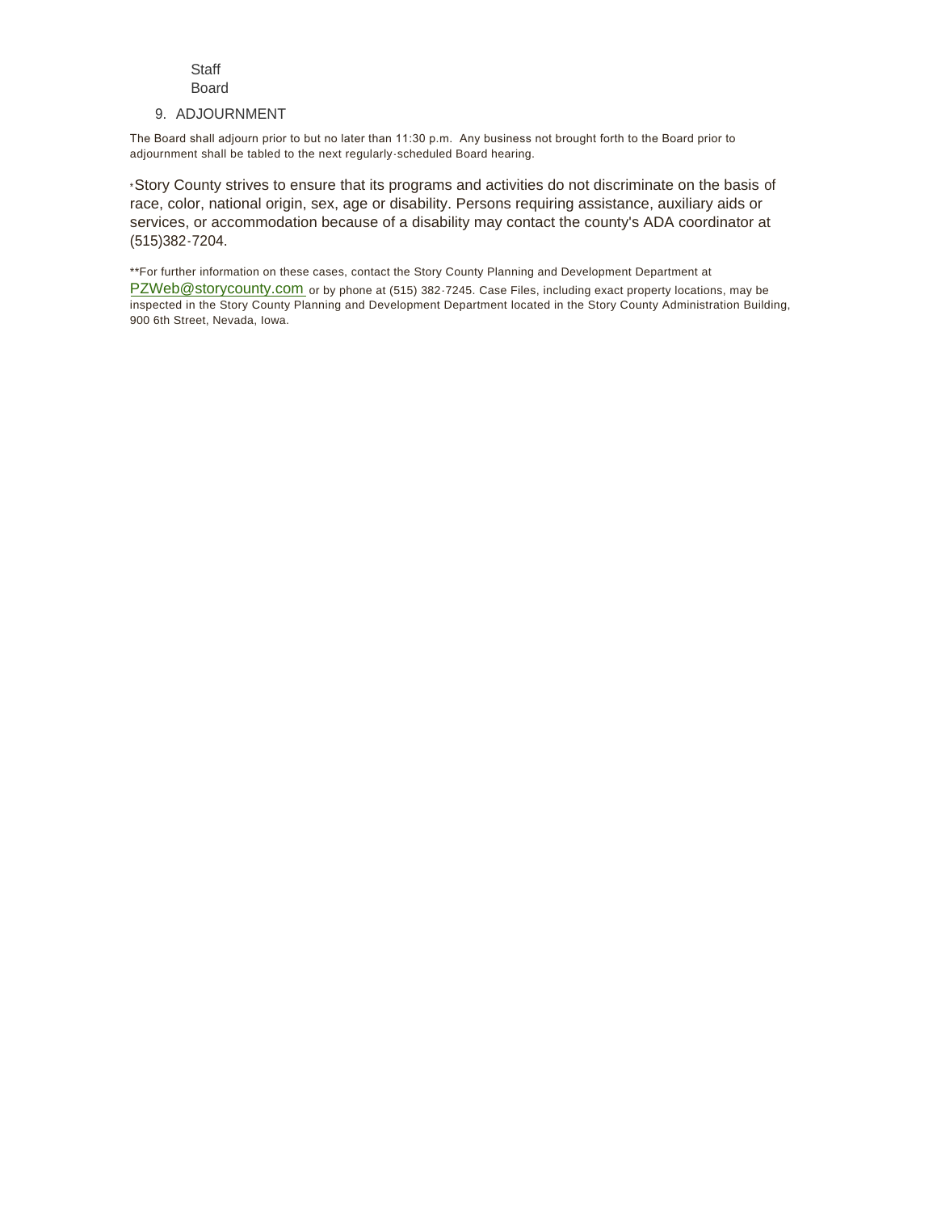Staff
Board

9. ADJOURNMENT

The Board shall adjourn prior to but no later than 11:30 p.m. Any business not brought forth to the Board prior to adjournment shall be tabled to the next regularly-scheduled Board hearing.

*Story County strives to ensure that its programs and activities do not discriminate on the basis of race, color, national origin, sex, age or disability. Persons requiring assistance, auxiliary aids or services, or accommodation because of a disability may contact the county's ADA coordinator at (515)382-7204.

**For further information on these cases, contact the Story County Planning and Development Department at PZWeb@storycounty.com or by phone at (515) 382-7245. Case Files, including exact property locations, may be inspected in the Story County Planning and Development Department located in the Story County Administration Building, 900 6th Street, Nevada, Iowa.